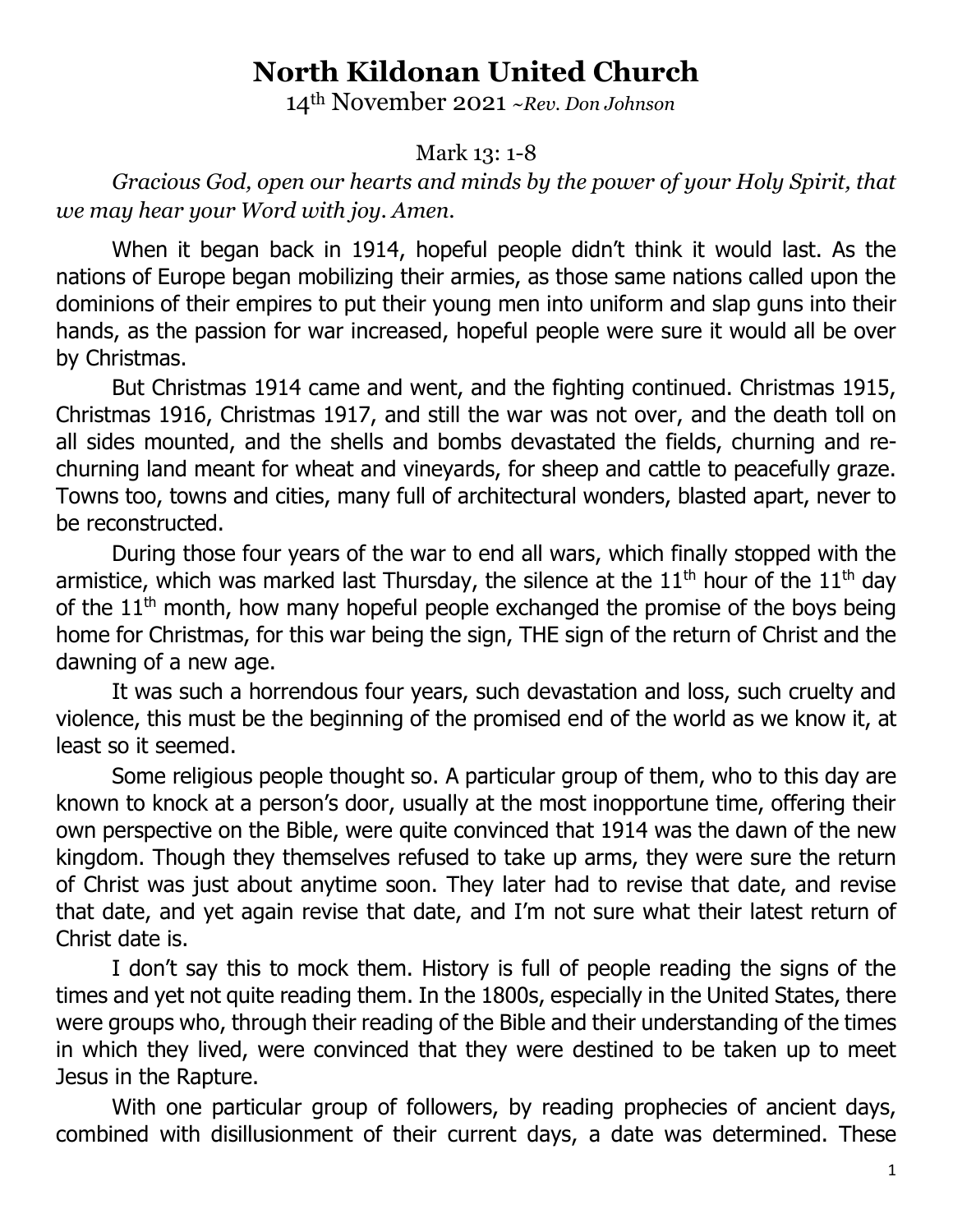# North Kildonan United Church

14th November 2021 ~*Rev. Don Johnson*

Mark 13: 1-8

*Gracious God, open our hearts and minds by the power of your Holy Spirit, that we may hear your Word with joy. Amen.*

When it began back in 1914, hopeful people didn't think it would last. As the nations of Europe began mobilizing their armies, as those same nations called upon the dominions of their empires to put their young men into uniform and slap guns into their hands, as the passion for war increased, hopeful people were sure it would all be over by Christmas.

But Christmas 1914 came and went, and the fighting continued. Christmas 1915, Christmas 1916, Christmas 1917, and still the war was not over, and the death toll on all sides mounted, and the shells and bombs devastated the fields, churning and re-churning land meant for wheat and vineyards, for sheep and cattle to peacefully graze. Towns too, towns and cities, many full of architectural wonders, blasted apart, never to be reconstructed.

During those four years of the war to end all wars, which finally stopped with the armistice, which was marked last Thursday, the silence at the 11th hour of the 11th day of the 11th month, how many hopeful people exchanged the promise of the boys being home for Christmas, for this war being the sign, THE sign of the return of Christ and the dawning of a new age.

It was such a horrendous four years, such devastation and loss, such cruelty and violence, this must be the beginning of the promised end of the world as we know it, at least so it seemed.

Some religious people thought so. A particular group of them, who to this day are known to knock at a person's door, usually at the most inopportune time, offering their own perspective on the Bible, were quite convinced that 1914 was the dawn of the new kingdom. Though they themselves refused to take up arms, they were sure the return of Christ was just about anytime soon. They later had to revise that date, and revise that date, and yet again revise that date, and I'm not sure what their latest return of Christ date is.

I don't say this to mock them. History is full of people reading the signs of the times and yet not quite reading them. In the 1800s, especially in the United States, there were groups who, through their reading of the Bible and their understanding of the times in which they lived, were convinced that they were destined to be taken up to meet Jesus in the Rapture.

With one particular group of followers, by reading prophecies of ancient days, combined with disillusionment of their current days, a date was determined. These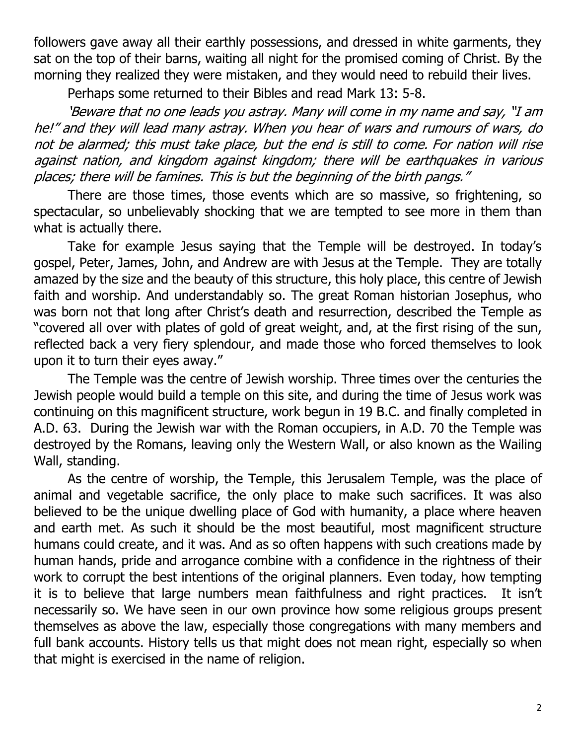followers gave away all their earthly possessions, and dressed in white garments, they sat on the top of their barns, waiting all night for the promised coming of Christ. By the morning they realized they were mistaken, and they would need to rebuild their lives.

Perhaps some returned to their Bibles and read Mark 13: 5-8.

*'Beware that no one leads you astray. Many will come in my name and say, "I am he!" and they will lead many astray. When you hear of wars and rumours of wars, do not be alarmed; this must take place, but the end is still to come. For nation will rise against nation, and kingdom against kingdom; there will be earthquakes in various places; there will be famines. This is but the beginning of the birth pangs."*

There are those times, those events which are so massive, so frightening, so spectacular, so unbelievably shocking that we are tempted to see more in them than what is actually there.

Take for example Jesus saying that the Temple will be destroyed. In today's gospel, Peter, James, John, and Andrew are with Jesus at the Temple. They are totally amazed by the size and the beauty of this structure, this holy place, this centre of Jewish faith and worship. And understandably so. The great Roman historian Josephus, who was born not that long after Christ's death and resurrection, described the Temple as "covered all over with plates of gold of great weight, and, at the first rising of the sun, reflected back a very fiery splendour, and made those who forced themselves to look upon it to turn their eyes away."

The Temple was the centre of Jewish worship. Three times over the centuries the Jewish people would build a temple on this site, and during the time of Jesus work was continuing on this magnificent structure, work begun in 19 B.C. and finally completed in A.D. 63. During the Jewish war with the Roman occupiers, in A.D. 70 the Temple was destroyed by the Romans, leaving only the Western Wall, or also known as the Wailing Wall, standing.

As the centre of worship, the Temple, this Jerusalem Temple, was the place of animal and vegetable sacrifice, the only place to make such sacrifices. It was also believed to be the unique dwelling place of God with humanity, a place where heaven and earth met. As such it should be the most beautiful, most magnificent structure humans could create, and it was. And as so often happens with such creations made by human hands, pride and arrogance combine with a confidence in the rightness of their work to corrupt the best intentions of the original planners. Even today, how tempting it is to believe that large numbers mean faithfulness and right practices. It isn't necessarily so. We have seen in our own province how some religious groups present themselves as above the law, especially those congregations with many members and full bank accounts. History tells us that might does not mean right, especially so when that might is exercised in the name of religion.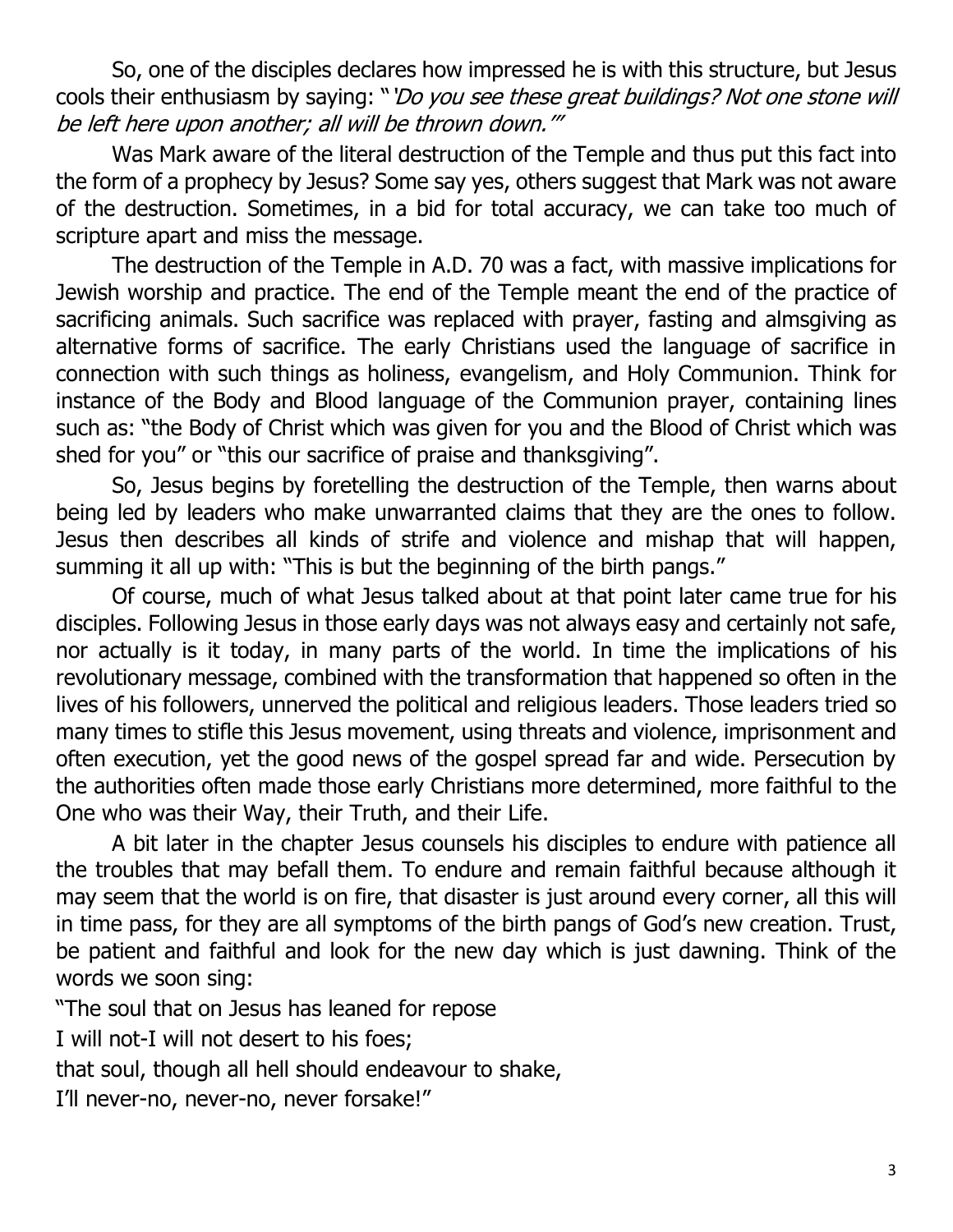So, one of the disciples declares how impressed he is with this structure, but Jesus cools their enthusiasm by saying: "*'Do you see these great buildings? Not one stone will be left here upon another; all will be thrown down.'*"

Was Mark aware of the literal destruction of the Temple and thus put this fact into the form of a prophecy by Jesus? Some say yes, others suggest that Mark was not aware of the destruction. Sometimes, in a bid for total accuracy, we can take too much of scripture apart and miss the message.

The destruction of the Temple in A.D. 70 was a fact, with massive implications for Jewish worship and practice. The end of the Temple meant the end of the practice of sacrificing animals. Such sacrifice was replaced with prayer, fasting and almsgiving as alternative forms of sacrifice. The early Christians used the language of sacrifice in connection with such things as holiness, evangelism, and Holy Communion. Think for instance of the Body and Blood language of the Communion prayer, containing lines such as: "the Body of Christ which was given for you and the Blood of Christ which was shed for you" or "this our sacrifice of praise and thanksgiving".

So, Jesus begins by foretelling the destruction of the Temple, then warns about being led by leaders who make unwarranted claims that they are the ones to follow. Jesus then describes all kinds of strife and violence and mishap that will happen, summing it all up with: "This is but the beginning of the birth pangs."

Of course, much of what Jesus talked about at that point later came true for his disciples. Following Jesus in those early days was not always easy and certainly not safe, nor actually is it today, in many parts of the world. In time the implications of his revolutionary message, combined with the transformation that happened so often in the lives of his followers, unnerved the political and religious leaders. Those leaders tried so many times to stifle this Jesus movement, using threats and violence, imprisonment and often execution, yet the good news of the gospel spread far and wide. Persecution by the authorities often made those early Christians more determined, more faithful to the One who was their Way, their Truth, and their Life.

A bit later in the chapter Jesus counsels his disciples to endure with patience all the troubles that may befall them. To endure and remain faithful because although it may seem that the world is on fire, that disaster is just around every corner, all this will in time pass, for they are all symptoms of the birth pangs of God's new creation. Trust, be patient and faithful and look for the new day which is just dawning. Think of the words we soon sing:

"The soul that on Jesus has leaned for repose
I will not-I will not desert to his foes;
that soul, though all hell should endeavour to shake,
I'll never-no, never-no, never forsake!"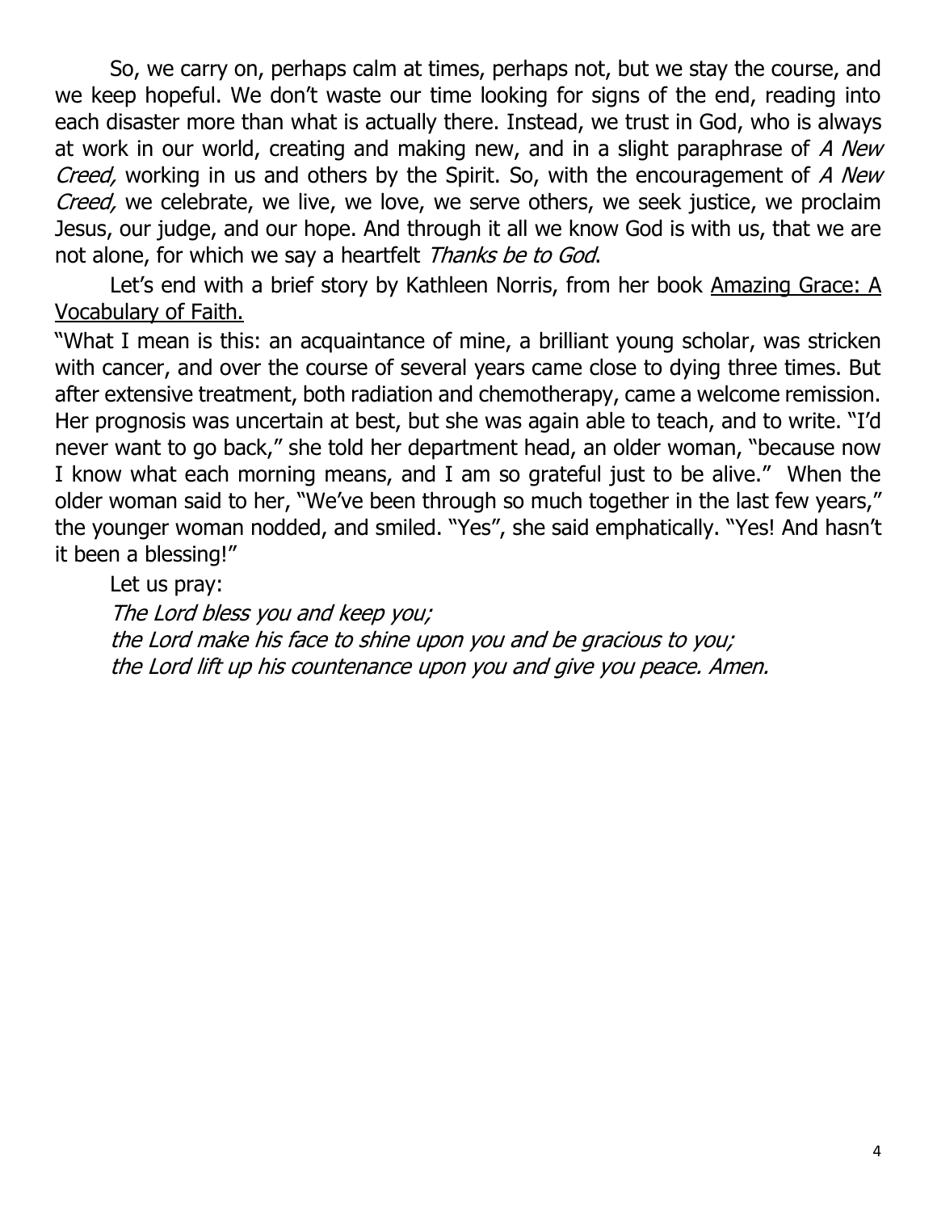So, we carry on, perhaps calm at times, perhaps not, but we stay the course, and we keep hopeful. We don't waste our time looking for signs of the end, reading into each disaster more than what is actually there. Instead, we trust in God, who is always at work in our world, creating and making new, and in a slight paraphrase of *A New Creed,* working in us and others by the Spirit. So, with the encouragement of *A New Creed,* we celebrate, we live, we love, we serve others, we seek justice, we proclaim Jesus, our judge, and our hope. And through it all we know God is with us, that we are not alone, for which we say a heartfelt *Thanks be to God*.

Let's end with a brief story by Kathleen Norris, from her book Amazing Grace: A Vocabulary of Faith.

"What I mean is this: an acquaintance of mine, a brilliant young scholar, was stricken with cancer, and over the course of several years came close to dying three times. But after extensive treatment, both radiation and chemotherapy, came a welcome remission. Her prognosis was uncertain at best, but she was again able to teach, and to write. "I'd never want to go back," she told her department head, an older woman, "because now I know what each morning means, and I am so grateful just to be alive." When the older woman said to her, "We've been through so much together in the last few years," the younger woman nodded, and smiled. "Yes", she said emphatically. "Yes! And hasn't it been a blessing!"

Let us pray:

*The Lord bless you and keep you;*
*the Lord make his face to shine upon you and be gracious to you;*
*the Lord lift up his countenance upon you and give you peace. Amen.*